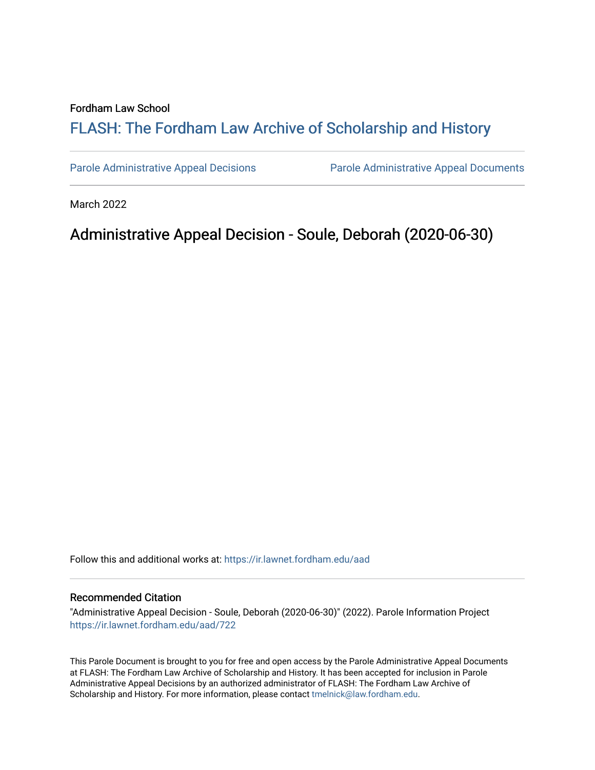Fordham Law School

# FLASH: The Fordham Law Archive of Scholarship and History

Parole Administrative Appeal Decisions

Parole Administrative Appeal Documents

March 2022

## Administrative Appeal Decision - Soule, Deborah (2020-06-30)

Follow this and additional works at: https://ir.lawnet.fordham.edu/aad

### Recommended Citation

"Administrative Appeal Decision - Soule, Deborah (2020-06-30)" (2022). Parole Information Project https://ir.lawnet.fordham.edu/aad/722

This Parole Document is brought to you for free and open access by the Parole Administrative Appeal Documents at FLASH: The Fordham Law Archive of Scholarship and History. It has been accepted for inclusion in Parole Administrative Appeal Decisions by an authorized administrator of FLASH: The Fordham Law Archive of Scholarship and History. For more information, please contact tmelnick@law.fordham.edu.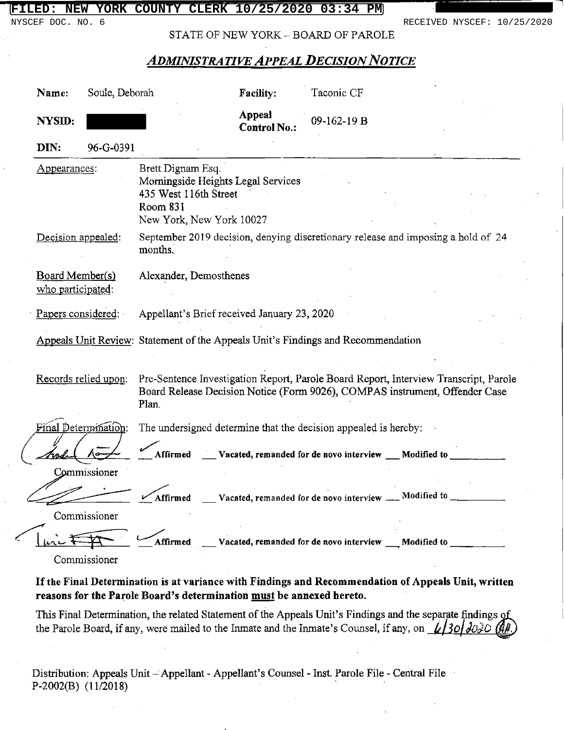STATE OF NEW YORK – BOARD OF PAROLE

## *ADMINISTRATIVE APPEAL DECISION NOTICE*

| | | | |
|---|---|---|---|
| **Name:** | Soule, Deborah | **Facility:** | Taconic CF |
| **NYSID:** | | **Appeal Control No.:** | 09-162-19 B |
| **DIN:** | 96-G-0391 | | |

Appearances: Brett Dignam Esq.
Morningside Heights Legal Services
435 West 116th Street
Room 831
New York, New York 10027

Decision appealed: September 2019 decision, denying discretionary release and imposing a hold of 24 months.

Board Member(s) who participated: Alexander, Demosthenes

Papers considered: Appellant's Brief received January 23, 2020

Appeals Unit Review: Statement of the Appeals Unit's Findings and Recommendation

Records relied upon: Pre-Sentence Investigation Report, Parole Board Report, Interview Transcript, Parole Board Release Decision Notice (Form 9026), COMPAS instrument, Offender Case Plan.

Final Determination: The undersigned determine that the decision appealed is hereby:

Commissioner ✓ Affirmed ___ Vacated, remanded for de novo interview ___ Modified to ________

Commissioner ✓ Affirmed ___ Vacated, remanded for de novo interview ___ Modified to ________

Commissioner ✓ Affirmed ___ Vacated, remanded for de novo interview ___ Modified to ________

**If the Final Determination is at variance with Findings and Recommendation of Appeals Unit, written reasons for the Parole Board's determination must be annexed hereto.**

This Final Determination, the related Statement of the Appeals Unit's Findings and the separate findings of the Parole Board, if any, were mailed to the Inmate and the Inmate's Counsel, if any, on 6/30/2020 (AH)

Distribution: Appeals Unit – Appellant - Appellant's Counsel - Inst. Parole File - Central File
P-2002(B) (11/2018)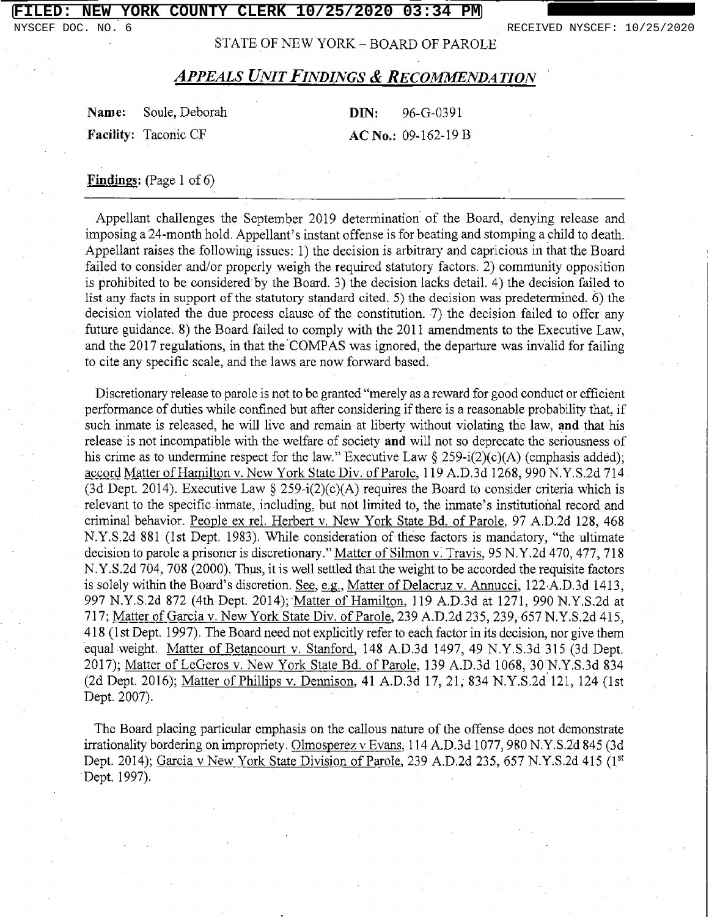STATE OF NEW YORK – BOARD OF PAROLE

## *APPEALS UNIT FINDINGS & RECOMMENDATION*

**Name:** Soule, Deborah **DIN:** 96-G-0391

**Facility:** Taconic CF **AC No.:** 09-162-19 B

**Findings:** (Page 1 of 6)

Appellant challenges the September 2019 determination of the Board, denying release and imposing a 24-month hold. Appellant's instant offense is for beating and stomping a child to death. Appellant raises the following issues: 1) the decision is arbitrary and capricious in that the Board failed to consider and/or properly weigh the required statutory factors. 2) community opposition is prohibited to be considered by the Board. 3) the decision lacks detail. 4) the decision failed to list any facts in support of the statutory standard cited. 5) the decision was predetermined. 6) the decision violated the due process clause of the constitution. 7) the decision failed to offer any future guidance. 8) the Board failed to comply with the 2011 amendments to the Executive Law, and the 2017 regulations, in that the COMPAS was ignored, the departure was invalid for failing to cite any specific scale, and the laws are now forward based.

Discretionary release to parole is not to be granted "merely as a reward for good conduct or efficient performance of duties while confined but after considering if there is a reasonable probability that, if such inmate is released, he will live and remain at liberty without violating the law, **and** that his release is not incompatible with the welfare of society **and** will not so deprecate the seriousness of his crime as to undermine respect for the law." Executive Law § 259-i(2)(c)(A) (emphasis added); accord Matter of Hamilton v. New York State Div. of Parole, 119 A.D.3d 1268, 990 N.Y.S.2d 714 (3d Dept. 2014). Executive Law § 259-i(2)(c)(A) requires the Board to consider criteria which is relevant to the specific inmate, including, but not limited to, the inmate's institutional record and criminal behavior. People ex rel. Herbert v. New York State Bd. of Parole, 97 A.D.2d 128, 468 N.Y.S.2d 881 (1st Dept. 1983). While consideration of these factors is mandatory, "the ultimate decision to parole a prisoner is discretionary." Matter of Silmon v. Travis, 95 N.Y.2d 470, 477, 718 N.Y.S.2d 704, 708 (2000). Thus, it is well settled that the weight to be accorded the requisite factors is solely within the Board's discretion. See, e.g., Matter of Delacruz v. Annucci, 122 A.D.3d 1413, 997 N.Y.S.2d 872 (4th Dept. 2014); Matter of Hamilton, 119 A.D.3d at 1271, 990 N.Y.S.2d at 717; Matter of Garcia v. New York State Div. of Parole, 239 A.D.2d 235, 239, 657 N.Y.S.2d 415, 418 (1st Dept. 1997). The Board need not explicitly refer to each factor in its decision, nor give them equal weight. Matter of Betancourt v. Stanford, 148 A.D.3d 1497, 49 N.Y.S.3d 315 (3d Dept. 2017); Matter of LeGeros v. New York State Bd. of Parole, 139 A.D.3d 1068, 30 N.Y.S.3d 834 (2d Dept. 2016); Matter of Phillips v. Dennison, 41 A.D.3d 17, 21, 834 N.Y.S.2d 121, 124 (1st Dept. 2007).

The Board placing particular emphasis on the callous nature of the offense does not demonstrate irrationality bordering on impropriety. Olmosperez v Evans, 114 A.D.3d 1077, 980 N.Y.S.2d 845 (3d Dept. 2014); Garcia v New York State Division of Parole, 239 A.D.2d 235, 657 N.Y.S.2d 415 (1st Dept. 1997).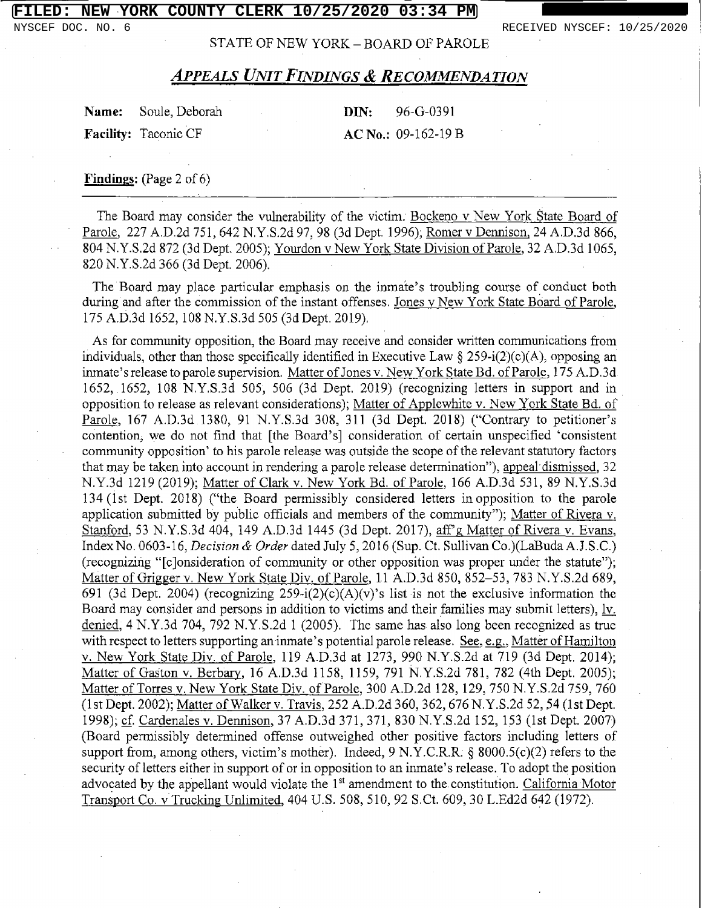STATE OF NEW YORK – BOARD OF PAROLE

## *APPEALS UNIT FINDINGS & RECOMMENDATION*

**Name:** Soule, Deborah **DIN:** 96-G-0391

**Facility:** Taconic CF **AC No.:** 09-162-19 B

**Findings:** (Page 2 of 6)

The Board may consider the vulnerability of the victim. Bockeno v New York State Board of Parole, 227 A.D.2d 751, 642 N.Y.S.2d 97, 98 (3d Dept. 1996); Romer v Dennison, 24 A.D.3d 866, 804 N.Y.S.2d 872 (3d Dept. 2005); Yourdon v New York State Division of Parole, 32 A.D.3d 1065, 820 N.Y.S.2d 366 (3d Dept. 2006).

The Board may place particular emphasis on the inmate's troubling course of conduct both during and after the commission of the instant offenses. Jones v New York State Board of Parole, 175 A.D.3d 1652, 108 N.Y.S.3d 505 (3d Dept. 2019).

As for community opposition, the Board may receive and consider written communications from individuals, other than those specifically identified in Executive Law § 259-i(2)(c)(A), opposing an inmate's release to parole supervision. Matter of Jones v. New York State Bd. of Parole, 175 A.D.3d 1652, 1652, 108 N.Y.S.3d 505, 506 (3d Dept. 2019) (recognizing letters in support and in opposition to release as relevant considerations); Matter of Applewhite v. New York State Bd. of Parole, 167 A.D.3d 1380, 91 N.Y.S.3d 308, 311 (3d Dept. 2018) ("Contrary to petitioner's contention, we do not find that [the Board's] consideration of certain unspecified 'consistent community opposition' to his parole release was outside the scope of the relevant statutory factors that may be taken into account in rendering a parole release determination"), appeal dismissed, 32 N.Y.3d 1219 (2019); Matter of Clark v. New York Bd. of Parole, 166 A.D.3d 531, 89 N.Y.S.3d 134 (1st Dept. 2018) ("the Board permissibly considered letters in opposition to the parole application submitted by public officials and members of the community"); Matter of Rivera v. Stanford, 53 N.Y.S.3d 404, 149 A.D.3d 1445 (3d Dept. 2017), aff'g Matter of Rivera v. Evans, Index No. 0603-16, *Decision & Order* dated July 5, 2016 (Sup. Ct. Sullivan Co.)(LaBuda A.J.S.C.) (recognizing "[c]onsideration of community or other opposition was proper under the statute"); Matter of Grigger v. New York State Div. of Parole, 11 A.D.3d 850, 852–53, 783 N.Y.S.2d 689, 691 (3d Dept. 2004) (recognizing 259-i(2)(c)(A)(v)'s list is not the exclusive information the Board may consider and persons in addition to victims and their families may submit letters), lv. denied, 4 N.Y.3d 704, 792 N.Y.S.2d 1 (2005). The same has also long been recognized as true with respect to letters supporting an inmate's potential parole release. See, e.g., Matter of Hamilton v. New York State Div. of Parole, 119 A.D.3d at 1273, 990 N.Y.S.2d at 719 (3d Dept. 2014); Matter of Gaston v. Berbary, 16 A.D.3d 1158, 1159, 791 N.Y.S.2d 781, 782 (4th Dept. 2005); Matter of Torres v. New York State Div. of Parole, 300 A.D.2d 128, 129, 750 N.Y.S.2d 759, 760 (1st Dept. 2002); Matter of Walker v. Travis, 252 A.D.2d 360, 362, 676 N.Y.S.2d 52, 54 (1st Dept. 1998); cf. Cardenales v. Dennison, 37 A.D.3d 371, 371, 830 N.Y.S.2d 152, 153 (1st Dept. 2007) (Board permissibly determined offense outweighed other positive factors including letters of support from, among others, victim's mother). Indeed, 9 N.Y.C.R.R. § 8000.5(c)(2) refers to the security of letters either in support of or in opposition to an inmate's release. To adopt the position advocated by the appellant would violate the 1st amendment to the constitution. California Motor Transport Co. v Trucking Unlimited, 404 U.S. 508, 510, 92 S.Ct. 609, 30 L.Ed2d 642 (1972).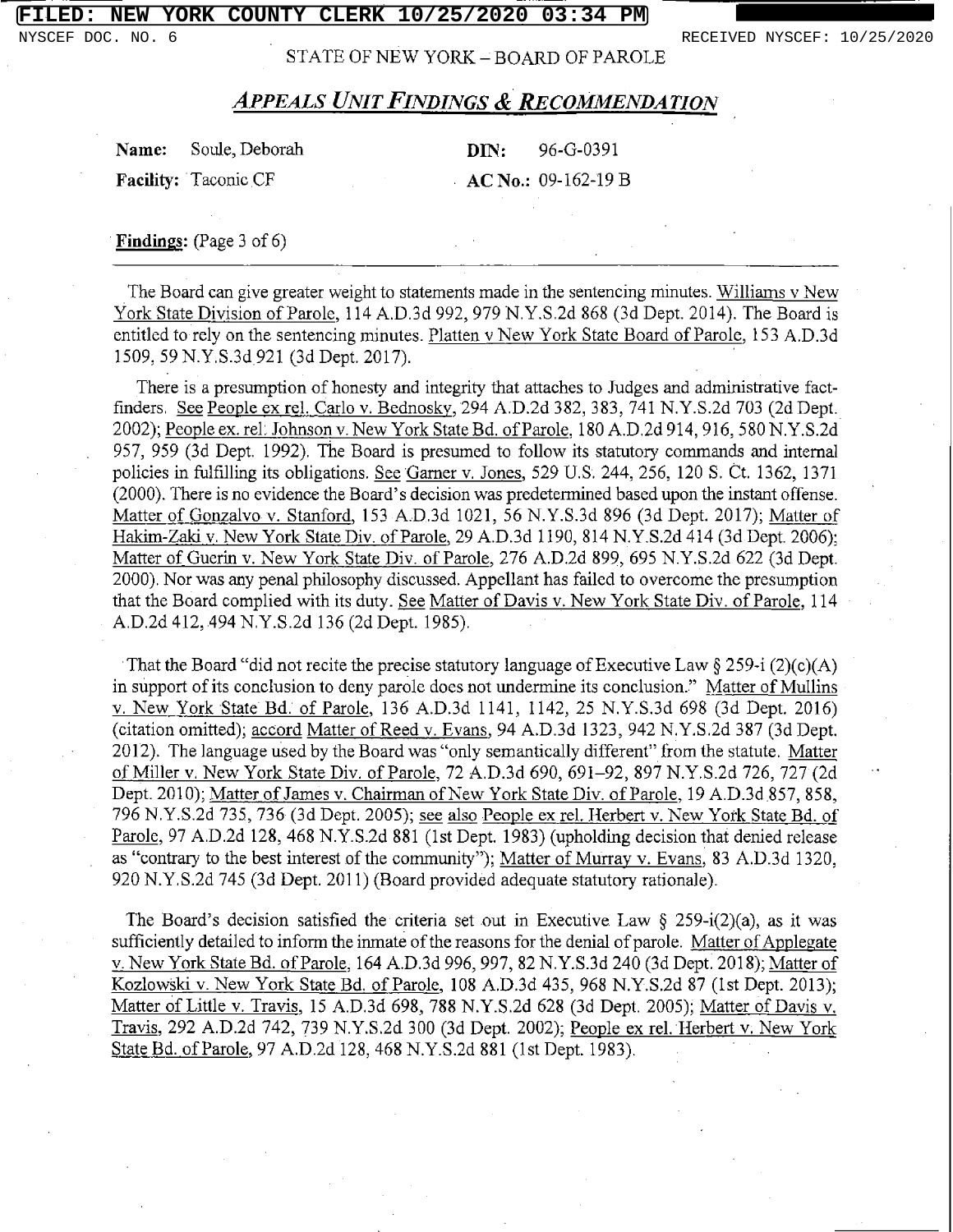STATE OF NEW YORK – BOARD OF PAROLE

## *APPEALS UNIT FINDINGS & RECOMMENDATION*

**Name:** Soule, Deborah **DIN:** 96-G-0391

**Facility:** Taconic CF **AC No.:** 09-162-19 B

**Findings:** (Page 3 of 6)

---

The Board can give greater weight to statements made in the sentencing minutes. Williams v New York State Division of Parole, 114 A.D.3d 992, 979 N.Y.S.2d 868 (3d Dept. 2014). The Board is entitled to rely on the sentencing minutes. Platten v New York State Board of Parole, 153 A.D.3d 1509, 59 N.Y.S.3d 921 (3d Dept. 2017).

There is a presumption of honesty and integrity that attaches to Judges and administrative fact-finders. See People ex rel. Carlo v. Bednosky, 294 A.D.2d 382, 383, 741 N.Y.S.2d 703 (2d Dept. 2002); People ex. rel. Johnson v. New York State Bd. of Parole, 180 A.D.2d 914, 916, 580 N.Y.S.2d 957, 959 (3d Dept. 1992). The Board is presumed to follow its statutory commands and internal policies in fulfilling its obligations. See Garner v. Jones, 529 U.S. 244, 256, 120 S. Ct. 1362, 1371 (2000). There is no evidence the Board's decision was predetermined based upon the instant offense. Matter of Gonzalvo v. Stanford, 153 A.D.3d 1021, 56 N.Y.S.3d 896 (3d Dept. 2017); Matter of Hakim-Zaki v. New York State Div. of Parole, 29 A.D.3d 1190, 814 N.Y.S.2d 414 (3d Dept. 2006); Matter of Guerin v. New York State Div. of Parole, 276 A.D.2d 899, 695 N.Y.S.2d 622 (3d Dept. 2000). Nor was any penal philosophy discussed. Appellant has failed to overcome the presumption that the Board complied with its duty. See Matter of Davis v. New York State Div. of Parole, 114 A.D.2d 412, 494 N.Y.S.2d 136 (2d Dept. 1985).

That the Board "did not recite the precise statutory language of Executive Law § 259-i (2)(c)(A) in support of its conclusion to deny parole does not undermine its conclusion." Matter of Mullins v. New York State Bd. of Parole, 136 A.D.3d 1141, 1142, 25 N.Y.S.3d 698 (3d Dept. 2016) (citation omitted); accord Matter of Reed v. Evans, 94 A.D.3d 1323, 942 N.Y.S.2d 387 (3d Dept. 2012). The language used by the Board was "only semantically different" from the statute. Matter of Miller v. New York State Div. of Parole, 72 A.D.3d 690, 691–92, 897 N.Y.S.2d 726, 727 (2d Dept. 2010); Matter of James v. Chairman of New York State Div. of Parole, 19 A.D.3d 857, 858, 796 N.Y.S.2d 735, 736 (3d Dept. 2005); see also People ex rel. Herbert v. New York State Bd. of Parole, 97 A.D.2d 128, 468 N.Y.S.2d 881 (1st Dept. 1983) (upholding decision that denied release as "contrary to the best interest of the community"); Matter of Murray v. Evans, 83 A.D.3d 1320, 920 N.Y.S.2d 745 (3d Dept. 2011) (Board provided adequate statutory rationale).

The Board's decision satisfied the criteria set out in Executive Law § 259-i(2)(a), as it was sufficiently detailed to inform the inmate of the reasons for the denial of parole. Matter of Applegate v. New York State Bd. of Parole, 164 A.D.3d 996, 997, 82 N.Y.S.3d 240 (3d Dept. 2018); Matter of Kozlowski v. New York State Bd. of Parole, 108 A.D.3d 435, 968 N.Y.S.2d 87 (1st Dept. 2013); Matter of Little v. Travis, 15 A.D.3d 698, 788 N.Y.S.2d 628 (3d Dept. 2005); Matter of Davis v. Travis, 292 A.D.2d 742, 739 N.Y.S.2d 300 (3d Dept. 2002); People ex rel. Herbert v. New York State Bd. of Parole, 97 A.D.2d 128, 468 N.Y.S.2d 881 (1st Dept. 1983).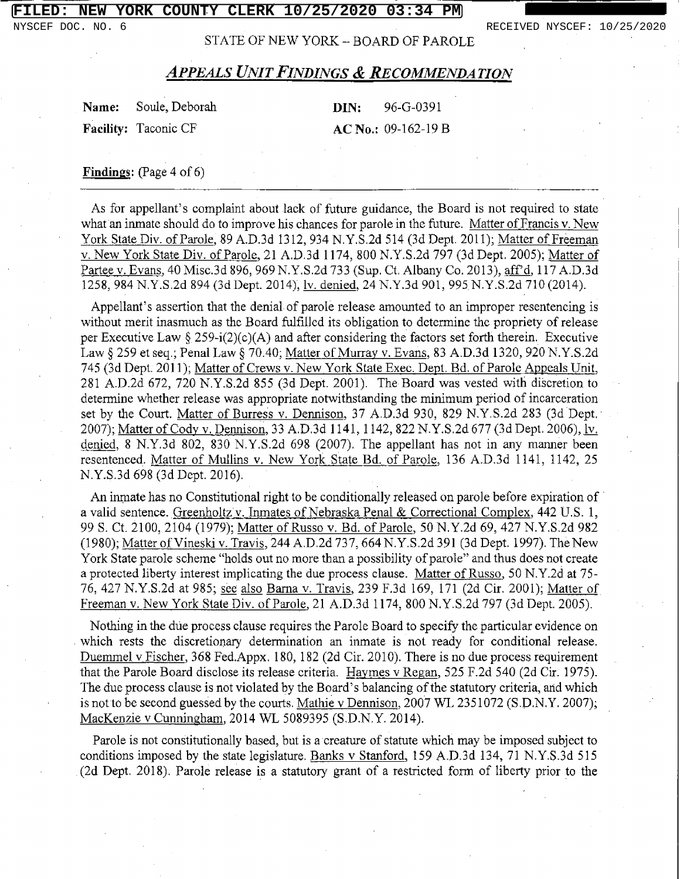STATE OF NEW YORK – BOARD OF PAROLE

## *APPEALS UNIT FINDINGS & RECOMMENDATION*

**Name:** Soule, Deborah **DIN:** 96-G-0391

**Facility:** Taconic CF **AC No.:** 09-162-19 B

**Findings:** (Page 4 of 6)

As for appellant's complaint about lack of future guidance, the Board is not required to state what an inmate should do to improve his chances for parole in the future. Matter of Francis v. New York State Div. of Parole, 89 A.D.3d 1312, 934 N.Y.S.2d 514 (3d Dept. 2011); Matter of Freeman v. New York State Div. of Parole, 21 A.D.3d 1174, 800 N.Y.S.2d 797 (3d Dept. 2005); Matter of Partee v. Evans, 40 Misc.3d 896, 969 N.Y.S.2d 733 (Sup. Ct. Albany Co. 2013), aff'd, 117 A.D.3d 1258, 984 N.Y.S.2d 894 (3d Dept. 2014), lv. denied, 24 N.Y.3d 901, 995 N.Y.S.2d 710 (2014).

Appellant's assertion that the denial of parole release amounted to an improper resentencing is without merit inasmuch as the Board fulfilled its obligation to determine the propriety of release per Executive Law § 259-i(2)(c)(A) and after considering the factors set forth therein. Executive Law § 259 et seq.; Penal Law § 70.40; Matter of Murray v. Evans, 83 A.D.3d 1320, 920 N.Y.S.2d 745 (3d Dept. 2011); Matter of Crews v. New York State Exec. Dept. Bd. of Parole Appeals Unit, 281 A.D.2d 672, 720 N.Y.S.2d 855 (3d Dept. 2001). The Board was vested with discretion to determine whether release was appropriate notwithstanding the minimum period of incarceration set by the Court. Matter of Burress v. Dennison, 37 A.D.3d 930, 829 N.Y.S.2d 283 (3d Dept. 2007); Matter of Cody v. Dennison, 33 A.D.3d 1141, 1142, 822 N.Y.S.2d 677 (3d Dept. 2006), lv. denied, 8 N.Y.3d 802, 830 N.Y.S.2d 698 (2007). The appellant has not in any manner been resentenced. Matter of Mullins v. New York State Bd. of Parole, 136 A.D.3d 1141, 1142, 25 N.Y.S.3d 698 (3d Dept. 2016).

An inmate has no Constitutional right to be conditionally released on parole before expiration of a valid sentence. Greenholtz v. Inmates of Nebraska Penal & Correctional Complex, 442 U.S. 1, 99 S. Ct. 2100, 2104 (1979); Matter of Russo v. Bd. of Parole, 50 N.Y.2d 69, 427 N.Y.S.2d 982 (1980); Matter of Vineski v. Travis, 244 A.D.2d 737, 664 N.Y.S.2d 391 (3d Dept. 1997). The New York State parole scheme "holds out no more than a possibility of parole" and thus does not create a protected liberty interest implicating the due process clause. Matter of Russo, 50 N.Y.2d at 75-76, 427 N.Y.S.2d at 985; see also Barna v. Travis, 239 F.3d 169, 171 (2d Cir. 2001); Matter of Freeman v. New York State Div. of Parole, 21 A.D.3d 1174, 800 N.Y.S.2d 797 (3d Dept. 2005).

Nothing in the due process clause requires the Parole Board to specify the particular evidence on which rests the discretionary determination an inmate is not ready for conditional release. Duemmel v Fischer, 368 Fed.Appx. 180, 182 (2d Cir. 2010). There is no due process requirement that the Parole Board disclose its release criteria. Haymes v Regan, 525 F.2d 540 (2d Cir. 1975). The due process clause is not violated by the Board's balancing of the statutory criteria, and which is not to be second guessed by the courts. Mathie v Dennison, 2007 WL 2351072 (S.D.N.Y. 2007); MacKenzie v Cunningham, 2014 WL 5089395 (S.D.N.Y. 2014).

Parole is not constitutionally based, but is a creature of statute which may be imposed subject to conditions imposed by the state legislature. Banks v Stanford, 159 A.D.3d 134, 71 N.Y.S.3d 515 (2d Dept. 2018). Parole release is a statutory grant of a restricted form of liberty prior to the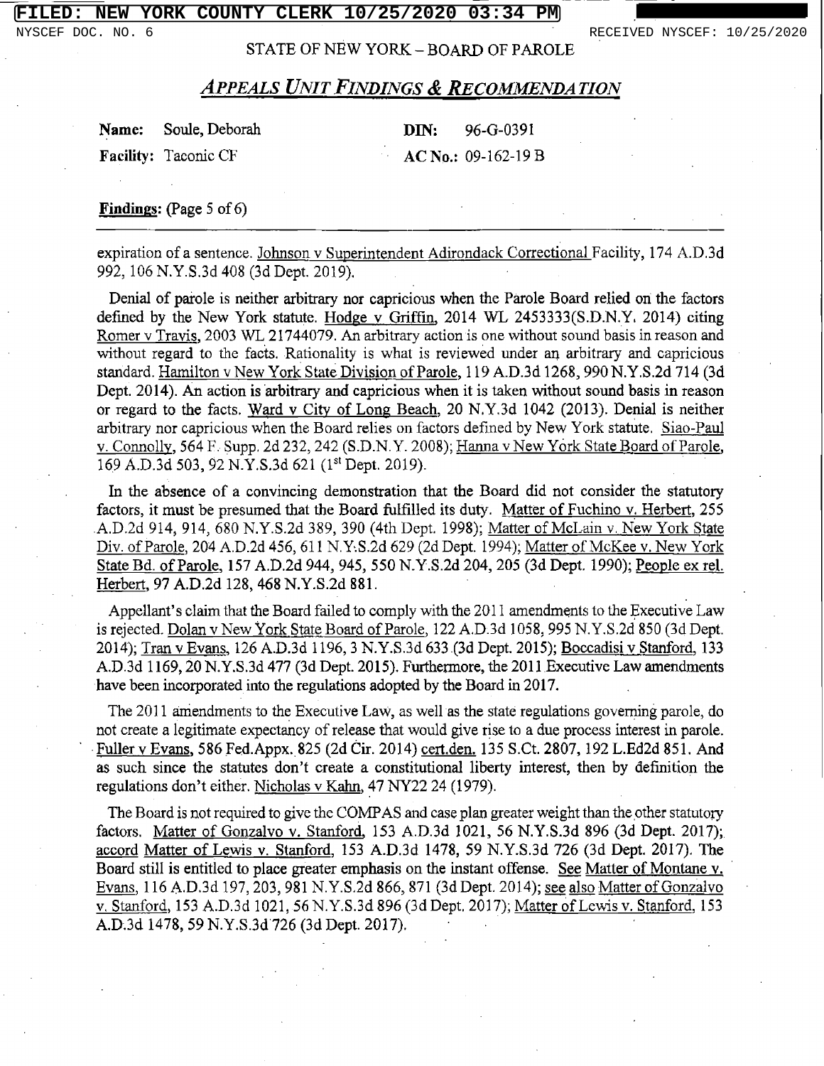STATE OF NEW YORK – BOARD OF PAROLE

## *APPEALS UNIT FINDINGS & RECOMMENDATION*

**Name:** Soule, Deborah **DIN:** 96-G-0391

**Facility:** Taconic CF **AC No.:** 09-162-19 B

**Findings:** (Page 5 of 6)

expiration of a sentence. Johnson v Superintendent Adirondack Correctional Facility, 174 A.D.3d 992, 106 N.Y.S.3d 408 (3d Dept. 2019).

Denial of parole is neither arbitrary nor capricious when the Parole Board relied on the factors defined by the New York statute. Hodge v Griffin, 2014 WL 2453333(S.D.N.Y. 2014) citing Romer v Travis, 2003 WL 21744079. An arbitrary action is one without sound basis in reason and without regard to the facts. Rationality is what is reviewed under an arbitrary and capricious standard. Hamilton v New York State Division of Parole, 119 A.D.3d 1268, 990 N.Y.S.2d 714 (3d Dept. 2014). An action is arbitrary and capricious when it is taken without sound basis in reason or regard to the facts. Ward v City of Long Beach, 20 N.Y.3d 1042 (2013). Denial is neither arbitrary nor capricious when the Board relies on factors defined by New York statute. Siao-Paul v. Connolly, 564 F. Supp. 2d 232, 242 (S.D.N.Y. 2008); Hanna v New York State Board of Parole, 169 A.D.3d 503, 92 N.Y.S.3d 621 (1st Dept. 2019).

In the absence of a convincing demonstration that the Board did not consider the statutory factors, it must be presumed that the Board fulfilled its duty. Matter of Fuchino v. Herbert, 255 A.D.2d 914, 914, 680 N.Y.S.2d 389, 390 (4th Dept. 1998); Matter of McLain v. New York State Div. of Parole, 204 A.D.2d 456, 611 N.Y.S.2d 629 (2d Dept. 1994); Matter of McKee v. New York State Bd. of Parole, 157 A.D.2d 944, 945, 550 N.Y.S.2d 204, 205 (3d Dept. 1990); People ex rel. Herbert, 97 A.D.2d 128, 468 N.Y.S.2d 881.

Appellant's claim that the Board failed to comply with the 2011 amendments to the Executive Law is rejected. Dolan v New York State Board of Parole, 122 A.D.3d 1058, 995 N.Y.S.2d 850 (3d Dept. 2014); Tran v Evans, 126 A.D.3d 1196, 3 N.Y.S.3d 633 (3d Dept. 2015); Boccadisi v Stanford, 133 A.D.3d 1169, 20 N.Y.S.3d 477 (3d Dept. 2015). Furthermore, the 2011 Executive Law amendments have been incorporated into the regulations adopted by the Board in 2017.

The 2011 amendments to the Executive Law, as well as the state regulations governing parole, do not create a legitimate expectancy of release that would give rise to a due process interest in parole. Fuller v Evans, 586 Fed.Appx. 825 (2d Cir. 2014) cert.den. 135 S.Ct. 2807, 192 L.Ed2d 851. And as such since the statutes don't create a constitutional liberty interest, then by definition the regulations don't either. Nicholas v Kahn, 47 NY22 24 (1979).

The Board is not required to give the COMPAS and case plan greater weight than the other statutory factors. Matter of Gonzalvo v. Stanford, 153 A.D.3d 1021, 56 N.Y.S.3d 896 (3d Dept. 2017); accord Matter of Lewis v. Stanford, 153 A.D.3d 1478, 59 N.Y.S.3d 726 (3d Dept. 2017). The Board still is entitled to place greater emphasis on the instant offense. See Matter of Montane v. Evans, 116 A.D.3d 197, 203, 981 N.Y.S.2d 866, 871 (3d Dept. 2014); see also Matter of Gonzalvo v. Stanford, 153 A.D.3d 1021, 56 N.Y.S.3d 896 (3d Dept. 2017); Matter of Lewis v. Stanford, 153 A.D.3d 1478, 59 N.Y.S.3d 726 (3d Dept. 2017).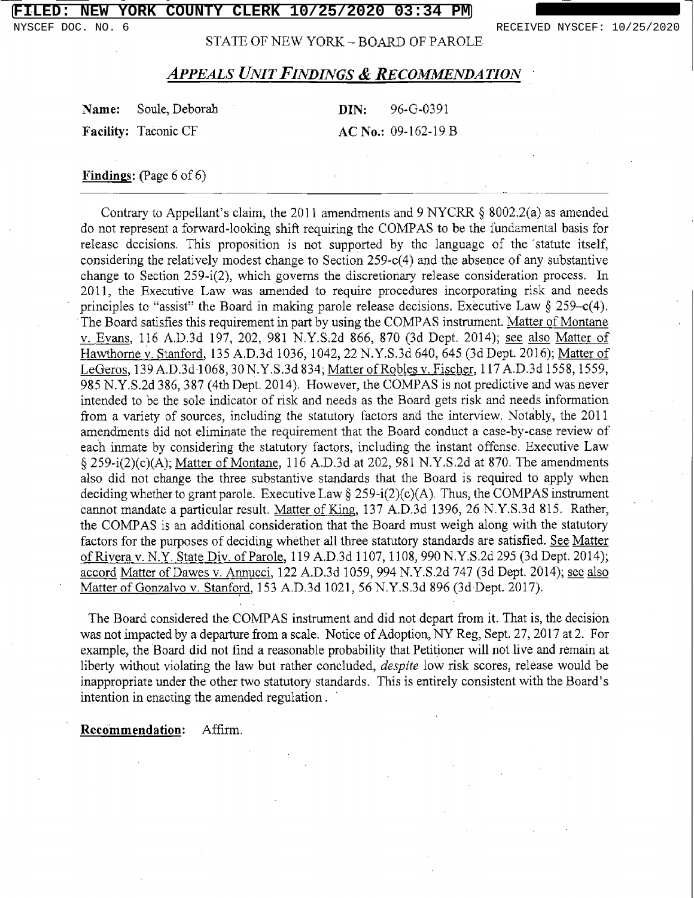STATE OF NEW YORK – BOARD OF PAROLE

## *APPEALS UNIT FINDINGS & RECOMMENDATION*

**Name:** Soule, Deborah **DIN:** 96-G-0391

**Facility:** Taconic CF **AC No.:** 09-162-19 B

**Findings:** (Page 6 of 6)

Contrary to Appellant's claim, the 2011 amendments and 9 NYCRR § 8002.2(a) as amended do not represent a forward-looking shift requiring the COMPAS to be the fundamental basis for release decisions. This proposition is not supported by the language of the statute itself, considering the relatively modest change to Section 259-c(4) and the absence of any substantive change to Section 259-i(2), which governs the discretionary release consideration process. In 2011, the Executive Law was amended to require procedures incorporating risk and needs principles to "assist" the Board in making parole release decisions. Executive Law § 259–c(4). The Board satisfies this requirement in part by using the COMPAS instrument. Matter of Montane v. Evans, 116 A.D.3d 197, 202, 981 N.Y.S.2d 866, 870 (3d Dept. 2014); see also Matter of Hawthorne v. Stanford, 135 A.D.3d 1036, 1042, 22 N.Y.S.3d 640, 645 (3d Dept. 2016); Matter of LeGeros, 139 A.D.3d 1068, 30 N.Y.S.3d 834; Matter of Robles v. Fischer, 117 A.D.3d 1558, 1559, 985 N.Y.S.2d 386, 387 (4th Dept. 2014). However, the COMPAS is not predictive and was never intended to be the sole indicator of risk and needs as the Board gets risk and needs information from a variety of sources, including the statutory factors and the interview. Notably, the 2011 amendments did not eliminate the requirement that the Board conduct a case-by-case review of each inmate by considering the statutory factors, including the instant offense. Executive Law § 259-i(2)(c)(A); Matter of Montane, 116 A.D.3d at 202, 981 N.Y.S.2d at 870. The amendments also did not change the three substantive standards that the Board is required to apply when deciding whether to grant parole. Executive Law § 259-i(2)(c)(A). Thus, the COMPAS instrument cannot mandate a particular result. Matter of King, 137 A.D.3d 1396, 26 N.Y.S.3d 815. Rather, the COMPAS is an additional consideration that the Board must weigh along with the statutory factors for the purposes of deciding whether all three statutory standards are satisfied. See Matter of Rivera v. N.Y. State Div. of Parole, 119 A.D.3d 1107, 1108, 990 N.Y.S.2d 295 (3d Dept. 2014); accord Matter of Dawes v. Annucci, 122 A.D.3d 1059, 994 N.Y.S.2d 747 (3d Dept. 2014); see also Matter of Gonzalvo v. Stanford, 153 A.D.3d 1021, 56 N.Y.S.3d 896 (3d Dept. 2017).

The Board considered the COMPAS instrument and did not depart from it. That is, the decision was not impacted by a departure from a scale. Notice of Adoption, NY Reg, Sept. 27, 2017 at 2. For example, the Board did not find a reasonable probability that Petitioner will not live and remain at liberty without violating the law but rather concluded, *despite* low risk scores, release would be inappropriate under the other two statutory standards. This is entirely consistent with the Board's intention in enacting the amended regulation.

**Recommendation:** Affirm.